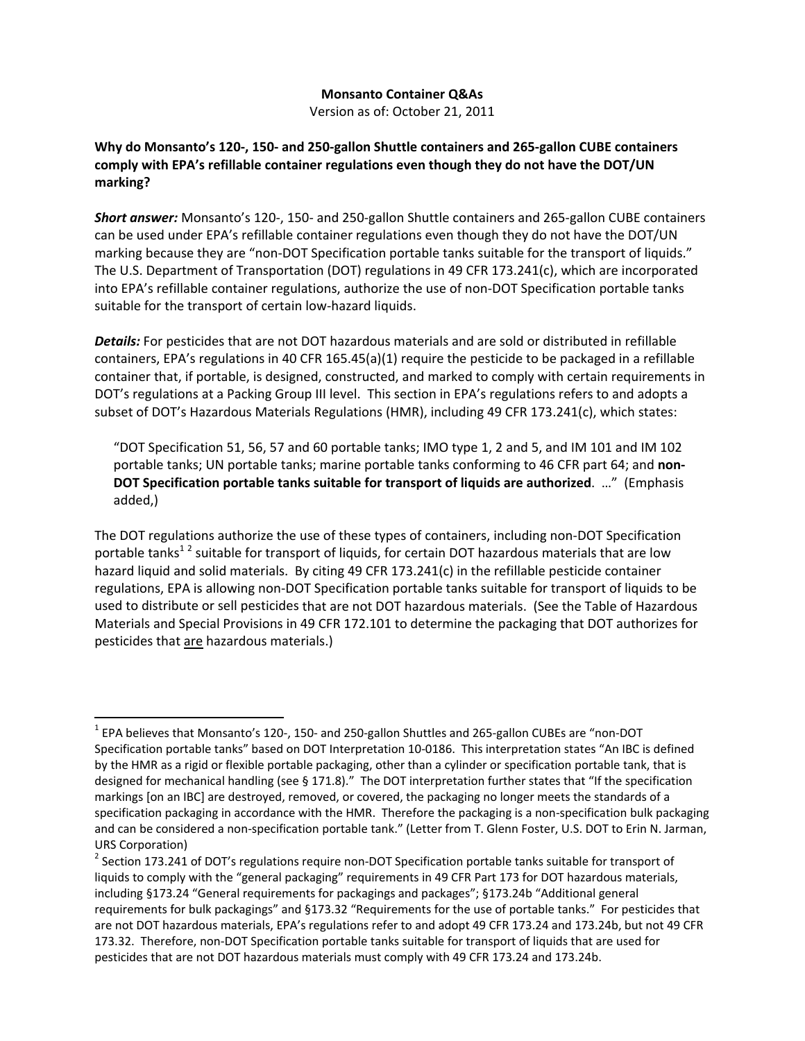**Monsanto Container Q&As**

Version as of: October 21, 2011

**Why do Monsanto's 120-, 150- and 250-gallon Shuttle containers and 265-gallon CUBE containers comply with EPA's refillable container regulations even though they do not have the DOT/UN marking?**

***Short answer:*** Monsanto's 120-, 150- and 250-gallon Shuttle containers and 265-gallon CUBE containers can be used under EPA's refillable container regulations even though they do not have the DOT/UN marking because they are "non-DOT Specification portable tanks suitable for the transport of liquids." The U.S. Department of Transportation (DOT) regulations in 49 CFR 173.241(c), which are incorporated into EPA's refillable container regulations, authorize the use of non-DOT Specification portable tanks suitable for the transport of certain low-hazard liquids.

***Details:*** For pesticides that are not DOT hazardous materials and are sold or distributed in refillable containers, EPA's regulations in 40 CFR 165.45(a)(1) require the pesticide to be packaged in a refillable container that, if portable, is designed, constructed, and marked to comply with certain requirements in DOT's regulations at a Packing Group III level. This section in EPA's regulations refers to and adopts a subset of DOT's Hazardous Materials Regulations (HMR), including 49 CFR 173.241(c), which states:

> "DOT Specification 51, 56, 57 and 60 portable tanks; IMO type 1, 2 and 5, and IM 101 and IM 102 portable tanks; UN portable tanks; marine portable tanks conforming to 46 CFR part 64; and **non-DOT Specification portable tanks suitable for transport of liquids are authorized**. …" (Emphasis added,)

The DOT regulations authorize the use of these types of containers, including non-DOT Specification portable tanks[1] [2] suitable for transport of liquids, for certain DOT hazardous materials that are low hazard liquid and solid materials. By citing 49 CFR 173.241(c) in the refillable pesticide container regulations, EPA is allowing non-DOT Specification portable tanks suitable for transport of liquids to be used to distribute or sell pesticides that are not DOT hazardous materials. (See the Table of Hazardous Materials and Special Provisions in 49 CFR 172.101 to determine the packaging that DOT authorizes for pesticides that <u>are</u> hazardous materials.)

---

[1] EPA believes that Monsanto's 120-, 150- and 250-gallon Shuttles and 265-gallon CUBEs are "non-DOT Specification portable tanks" based on DOT Interpretation 10-0186. This interpretation states "An IBC is defined by the HMR as a rigid or flexible portable packaging, other than a cylinder or specification portable tank, that is designed for mechanical handling (see § 171.8)." The DOT interpretation further states that "If the specification markings [on an IBC] are destroyed, removed, or covered, the packaging no longer meets the standards of a specification packaging in accordance with the HMR. Therefore the packaging is a non-specification bulk packaging and can be considered a non-specification portable tank." (Letter from T. Glenn Foster, U.S. DOT to Erin N. Jarman, URS Corporation)

[2] Section 173.241 of DOT's regulations require non-DOT Specification portable tanks suitable for transport of liquids to comply with the "general packaging" requirements in 49 CFR Part 173 for DOT hazardous materials, including §173.24 "General requirements for packagings and packages"; §173.24b "Additional general requirements for bulk packagings" and §173.32 "Requirements for the use of portable tanks." For pesticides that are not DOT hazardous materials, EPA's regulations refer to and adopt 49 CFR 173.24 and 173.24b, but not 49 CFR 173.32. Therefore, non-DOT Specification portable tanks suitable for transport of liquids that are used for pesticides that are not DOT hazardous materials must comply with 49 CFR 173.24 and 173.24b.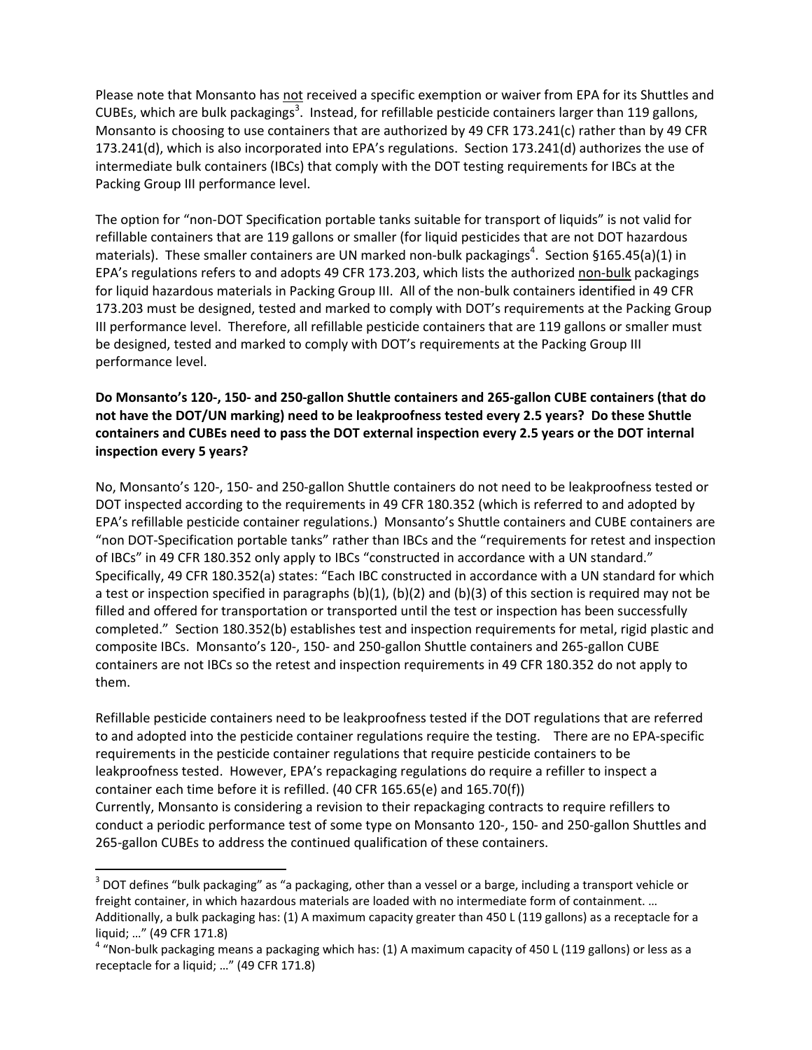Please note that Monsanto has not received a specific exemption or waiver from EPA for its Shuttles and CUBEs, which are bulk packagings[3]. Instead, for refillable pesticide containers larger than 119 gallons, Monsanto is choosing to use containers that are authorized by 49 CFR 173.241(c) rather than by 49 CFR 173.241(d), which is also incorporated into EPA's regulations. Section 173.241(d) authorizes the use of intermediate bulk containers (IBCs) that comply with the DOT testing requirements for IBCs at the Packing Group III performance level.

The option for "non-DOT Specification portable tanks suitable for transport of liquids" is not valid for refillable containers that are 119 gallons or smaller (for liquid pesticides that are not DOT hazardous materials). These smaller containers are UN marked non-bulk packagings[4]. Section §165.45(a)(1) in EPA's regulations refers to and adopts 49 CFR 173.203, which lists the authorized non-bulk packagings for liquid hazardous materials in Packing Group III. All of the non-bulk containers identified in 49 CFR 173.203 must be designed, tested and marked to comply with DOT's requirements at the Packing Group III performance level. Therefore, all refillable pesticide containers that are 119 gallons or smaller must be designed, tested and marked to comply with DOT's requirements at the Packing Group III performance level.

**Do Monsanto's 120-, 150- and 250-gallon Shuttle containers and 265-gallon CUBE containers (that do not have the DOT/UN marking) need to be leakproofness tested every 2.5 years? Do these Shuttle containers and CUBEs need to pass the DOT external inspection every 2.5 years or the DOT internal inspection every 5 years?**

No, Monsanto's 120-, 150- and 250-gallon Shuttle containers do not need to be leakproofness tested or DOT inspected according to the requirements in 49 CFR 180.352 (which is referred to and adopted by EPA's refillable pesticide container regulations.) Monsanto's Shuttle containers and CUBE containers are "non DOT-Specification portable tanks" rather than IBCs and the "requirements for retest and inspection of IBCs" in 49 CFR 180.352 only apply to IBCs "constructed in accordance with a UN standard." Specifically, 49 CFR 180.352(a) states: "Each IBC constructed in accordance with a UN standard for which a test or inspection specified in paragraphs (b)(1), (b)(2) and (b)(3) of this section is required may not be filled and offered for transportation or transported until the test or inspection has been successfully completed." Section 180.352(b) establishes test and inspection requirements for metal, rigid plastic and composite IBCs. Monsanto's 120-, 150- and 250-gallon Shuttle containers and 265-gallon CUBE containers are not IBCs so the retest and inspection requirements in 49 CFR 180.352 do not apply to them.

Refillable pesticide containers need to be leakproofness tested if the DOT regulations that are referred to and adopted into the pesticide container regulations require the testing. There are no EPA-specific requirements in the pesticide container regulations that require pesticide containers to be leakproofness tested. However, EPA's repackaging regulations do require a refiller to inspect a container each time before it is refilled. (40 CFR 165.65(e) and 165.70(f))
Currently, Monsanto is considering a revision to their repackaging contracts to require refillers to conduct a periodic performance test of some type on Monsanto 120-, 150- and 250-gallon Shuttles and 265-gallon CUBEs to address the continued qualification of these containers.

---

[3] DOT defines "bulk packaging" as "a packaging, other than a vessel or a barge, including a transport vehicle or freight container, in which hazardous materials are loaded with no intermediate form of containment. … Additionally, a bulk packaging has: (1) A maximum capacity greater than 450 L (119 gallons) as a receptacle for a liquid; …" (49 CFR 171.8)

[4] "Non-bulk packaging means a packaging which has: (1) A maximum capacity of 450 L (119 gallons) or less as a receptacle for a liquid; …" (49 CFR 171.8)